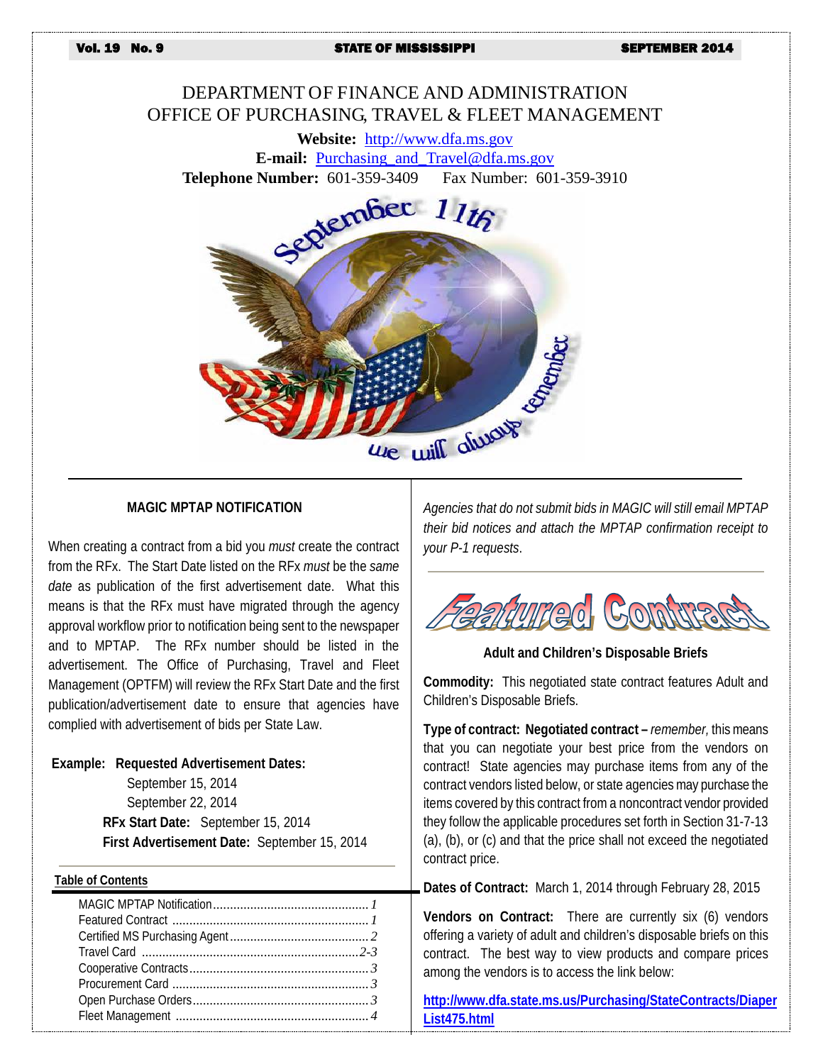# DEPARTMENT OF FINANCE AND ADMINISTRATION
# OFFICE OF PURCHASING, TRAVEL & FLEET MANAGEMENT

**Website:** http://www.dfa.ms.gov
**E-mail:** Purchasing_and_Travel@dfa.ms.gov
**Telephone Number:** 601-359-3409 Fax Number: 601-359-3910

September 11th — we will always remember

## MAGIC MPTAP NOTIFICATION

When creating a contract from a bid you *must* create the contract from the RFx. The Start Date listed on the RFx *must* be the *same date* as publication of the first advertisement date. What this means is that the RFx must have migrated through the agency approval workflow prior to notification being sent to the newspaper and to MPTAP. The RFx number should be listed in the advertisement. The Office of Purchasing, Travel and Fleet Management (OPTFM) will review the RFx Start Date and the first publication/advertisement date to ensure that agencies have complied with advertisement of bids per State Law.

**Example: Requested Advertisement Dates:**
September 15, 2014
September 22, 2014
**RFx Start Date:** September 15, 2014
**First Advertisement Date:** September 15, 2014

*Agencies that do not submit bids in MAGIC will still email MPTAP their bid notices and attach the MPTAP confirmation receipt to your P-1 requests.*

**Table of Contents**

| | |
|---|---|
| MAGIC MPTAP Notification | 1 |
| Featured Contract | 1 |
| Certified MS Purchasing Agent | 2 |
| Travel Card | 2-3 |
| Cooperative Contracts | 3 |
| Procurement Card | 3 |
| Open Purchase Orders | 3 |
| Fleet Management | 4 |

## Featured Contract

### Adult and Children's Disposable Briefs

**Commodity:** This negotiated state contract features Adult and Children's Disposable Briefs.

**Type of contract: Negotiated contract –** *remember,* this means that you can negotiate your best price from the vendors on contract! State agencies may purchase items from any of the contract vendors listed below, or state agencies may purchase the items covered by this contract from a noncontract vendor provided they follow the applicable procedures set forth in Section 31-7-13 (a), (b), or (c) and that the price shall not exceed the negotiated contract price.

**Dates of Contract:** March 1, 2014 through February 28, 2015

**Vendors on Contract:** There are currently six (6) vendors offering a variety of adult and children's disposable briefs on this contract. The best way to view products and compare prices among the vendors is to access the link below:

**http://www.dfa.state.ms.us/Purchasing/StateContracts/DiaperList475.html**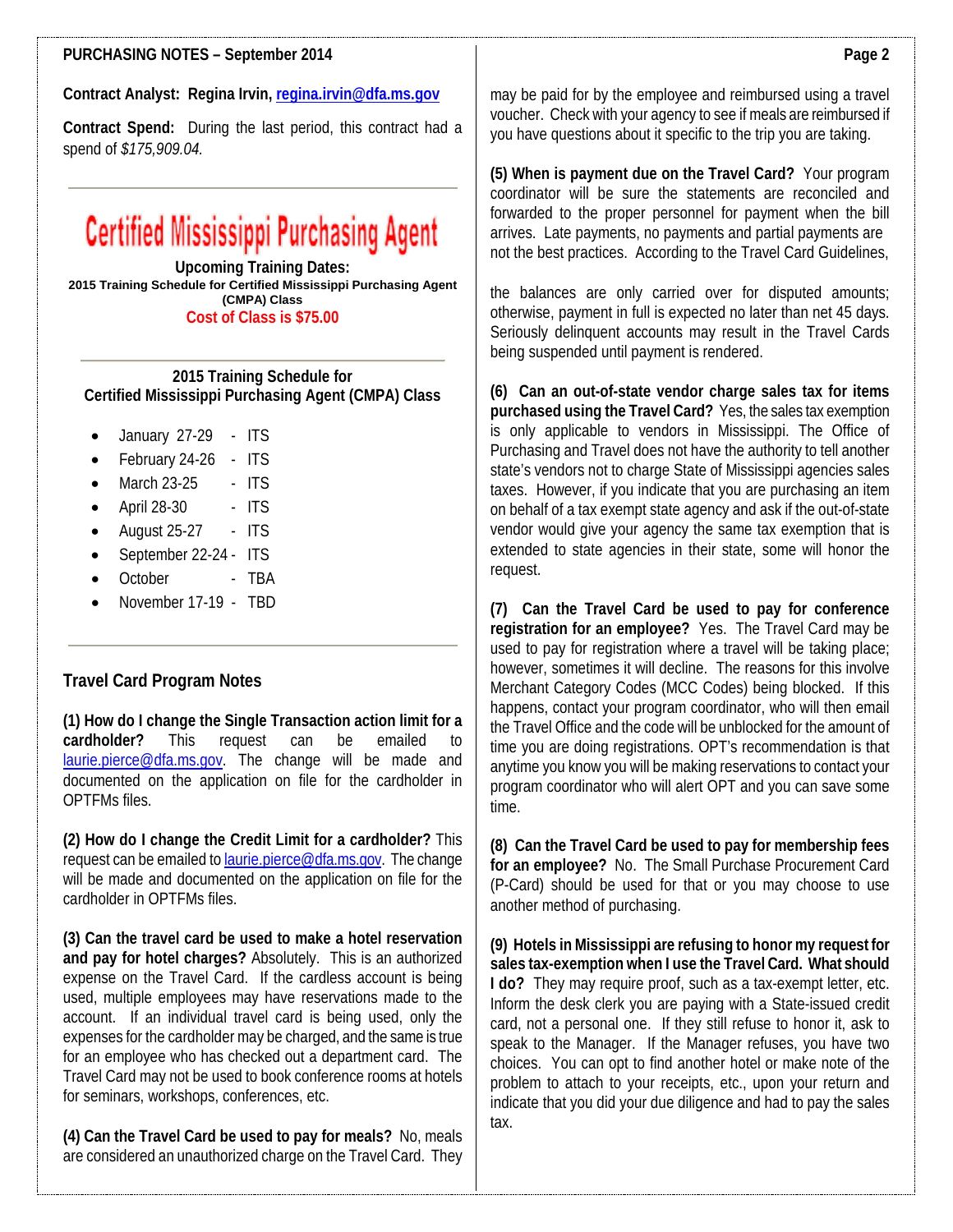**Contract Analyst: Regina Irvin, regina.irvin@dfa.ms.gov**

**Contract Spend:** During the last period, this contract had a spend of *$175,909.04.*

---

## Certified Mississippi Purchasing Agent

**Upcoming Training Dates:**

**2015 Training Schedule for Certified Mississippi Purchasing Agent (CMPA) Class**

**Cost of Class is $75.00**

---

**2015 Training Schedule for Certified Mississippi Purchasing Agent (CMPA) Class**

- January 27-29 - ITS
- February 24-26 - ITS
- March 23-25 - ITS
- April 28-30 - ITS
- August 25-27 - ITS
- September 22-24 - ITS
- October - TBA
- November 17-19 - TBD

---

## Travel Card Program Notes

**(1) How do I change the Single Transaction action limit for a cardholder?** This request can be emailed to laurie.pierce@dfa.ms.gov. The change will be made and documented on the application on file for the cardholder in OPTFMs files.

**(2) How do I change the Credit Limit for a cardholder?** This request can be emailed to laurie.pierce@dfa.ms.gov. The change will be made and documented on the application on file for the cardholder in OPTFMs files.

**(3) Can the travel card be used to make a hotel reservation and pay for hotel charges?** Absolutely. This is an authorized expense on the Travel Card. If the cardless account is being used, multiple employees may have reservations made to the account. If an individual travel card is being used, only the expenses for the cardholder may be charged, and the same is true for an employee who has checked out a department card. The Travel Card may not be used to book conference rooms at hotels for seminars, workshops, conferences, etc.

**(4) Can the Travel Card be used to pay for meals?** No, meals are considered an unauthorized charge on the Travel Card. They may be paid for by the employee and reimbursed using a travel voucher. Check with your agency to see if meals are reimbursed if you have questions about it specific to the trip you are taking.

**(5) When is payment due on the Travel Card?** Your program coordinator will be sure the statements are reconciled and forwarded to the proper personnel for payment when the bill arrives. Late payments, no payments and partial payments are not the best practices. According to the Travel Card Guidelines, the balances are only carried over for disputed amounts; otherwise, payment in full is expected no later than net 45 days. Seriously delinquent accounts may result in the Travel Cards being suspended until payment is rendered.

**(6) Can an out-of-state vendor charge sales tax for items purchased using the Travel Card?** Yes, the sales tax exemption is only applicable to vendors in Mississippi. The Office of Purchasing and Travel does not have the authority to tell another state's vendors not to charge State of Mississippi agencies sales taxes. However, if you indicate that you are purchasing an item on behalf of a tax exempt state agency and ask if the out-of-state vendor would give your agency the same tax exemption that is extended to state agencies in their state, some will honor the request.

**(7) Can the Travel Card be used to pay for conference registration for an employee?** Yes. The Travel Card may be used to pay for registration where a travel will be taking place; however, sometimes it will decline. The reasons for this involve Merchant Category Codes (MCC Codes) being blocked. If this happens, contact your program coordinator, who will then email the Travel Office and the code will be unblocked for the amount of time you are doing registrations. OPT's recommendation is that anytime you know you will be making reservations to contact your program coordinator who will alert OPT and you can save some time.

**(8) Can the Travel Card be used to pay for membership fees for an employee?** No. The Small Purchase Procurement Card (P-Card) should be used for that or you may choose to use another method of purchasing.

**(9) Hotels in Mississippi are refusing to honor my request for sales tax-exemption when I use the Travel Card. What should I do?** They may require proof, such as a tax-exempt letter, etc. Inform the desk clerk you are paying with a State-issued credit card, not a personal one. If they still refuse to honor it, ask to speak to the Manager. If the Manager refuses, you have two choices. You can opt to find another hotel or make note of the problem to attach to your receipts, etc., upon your return and indicate that you did your due diligence and had to pay the sales tax.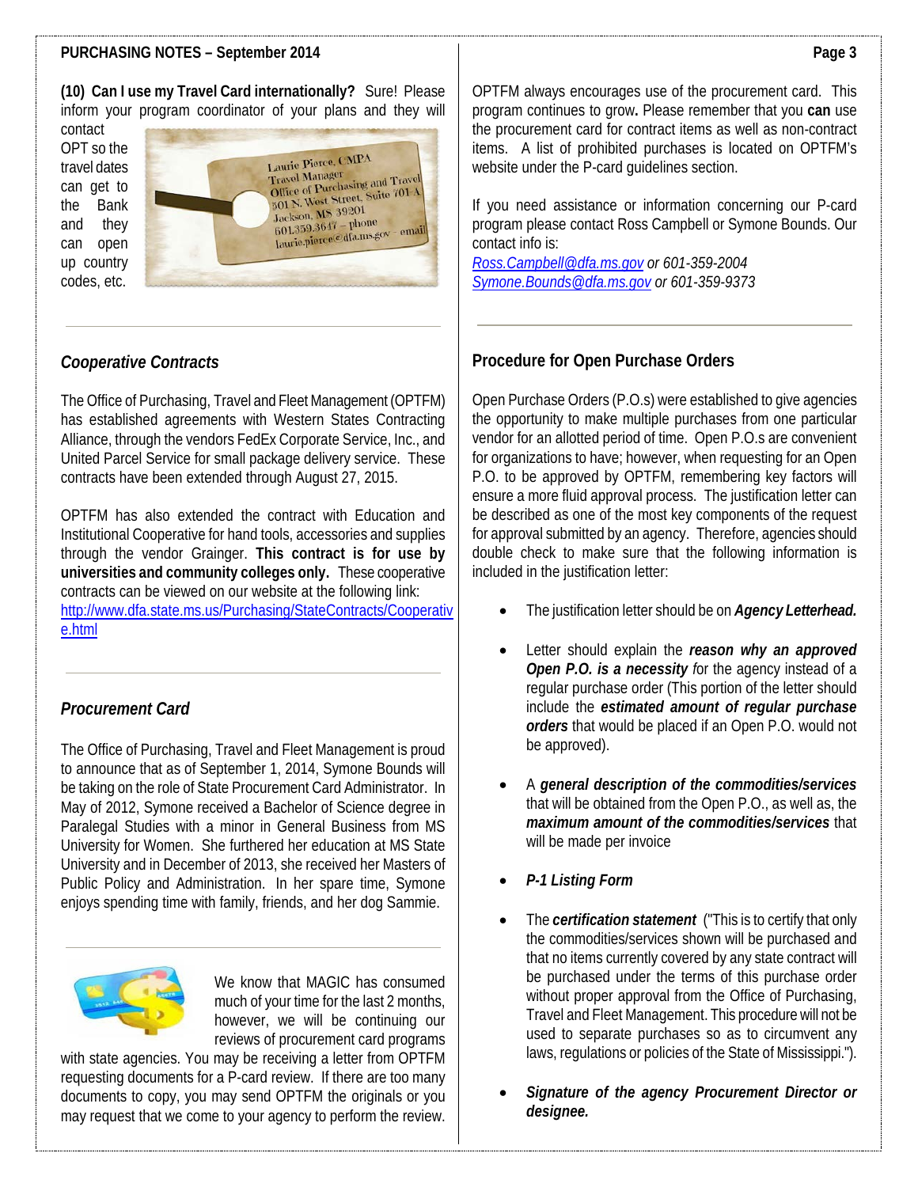**(10) Can I use my Travel Card internationally?** Sure! Please inform your program coordinator of your plans and they will contact OPT so the travel dates can get to the Bank and they can open up country codes, etc.

Laurie Pierce, CMPA
Travel Manager
Office of Purchasing and Travel
501 N. West Street, Suite 701-A
Jackson, MS 39201
601.359.3647 – phone
laurie.pierce@dfa.ms.gov – email

---

### *Cooperative Contracts*

The Office of Purchasing, Travel and Fleet Management (OPTFM) has established agreements with Western States Contracting Alliance, through the vendors FedEx Corporate Service, Inc., and United Parcel Service for small package delivery service. These contracts have been extended through August 27, 2015.

OPTFM has also extended the contract with Education and Institutional Cooperative for hand tools, accessories and supplies through the vendor Grainger. **This contract is for use by universities and community colleges only.** These cooperative contracts can be viewed on our website at the following link: http://www.dfa.state.ms.us/Purchasing/StateContracts/Cooperative.html

---

### *Procurement Card*

The Office of Purchasing, Travel and Fleet Management is proud to announce that as of September 1, 2014, Symone Bounds will be taking on the role of State Procurement Card Administrator. In May of 2012, Symone received a Bachelor of Science degree in Paralegal Studies with a minor in General Business from MS University for Women. She furthered her education at MS State University and in December of 2013, she received her Masters of Public Policy and Administration. In her spare time, Symone enjoys spending time with family, friends, and her dog Sammie.

---

We know that MAGIC has consumed much of your time for the last 2 months, however, we will be continuing our reviews of procurement card programs with state agencies. You may be receiving a letter from OPTFM requesting documents for a P-card review. If there are too many documents to copy, you may send OPTFM the originals or you may request that we come to your agency to perform the review.

OPTFM always encourages use of the procurement card. This program continues to grow**.** Please remember that you **can** use the procurement card for contract items as well as non-contract items. A list of prohibited purchases is located on OPTFM's website under the P-card guidelines section.

If you need assistance or information concerning our P-card program please contact Ross Campbell or Symone Bounds. Our contact info is:

*Ross.Campbell@dfa.ms.gov or 601-359-2004*
*Symone.Bounds@dfa.ms.gov or 601-359-9373*

---

### Procedure for Open Purchase Orders

Open Purchase Orders (P.O.s) were established to give agencies the opportunity to make multiple purchases from one particular vendor for an allotted period of time. Open P.O.s are convenient for organizations to have; however, when requesting for an Open P.O. to be approved by OPTFM, remembering key factors will ensure a more fluid approval process. The justification letter can be described as one of the most key components of the request for approval submitted by an agency. Therefore, agencies should double check to make sure that the following information is included in the justification letter:

- The justification letter should be on ***Agency Letterhead.***
- Letter should explain the ***reason why an approved Open P.O. is a necessity*** for the agency instead of a regular purchase order (This portion of the letter should include the ***estimated amount of regular purchase orders*** that would be placed if an Open P.O. would not be approved).
- A ***general description of the commodities/services*** that will be obtained from the Open P.O., as well as, the ***maximum amount of the commodities/services*** that will be made per invoice
- ***P-1 Listing Form***
- The ***certification statement*** ("This is to certify that only the commodities/services shown will be purchased and that no items currently covered by any state contract will be purchased under the terms of this purchase order without proper approval from the Office of Purchasing, Travel and Fleet Management. This procedure will not be used to separate purchases so as to circumvent any laws, regulations or policies of the State of Mississippi.").
- ***Signature of the agency Procurement Director or designee.***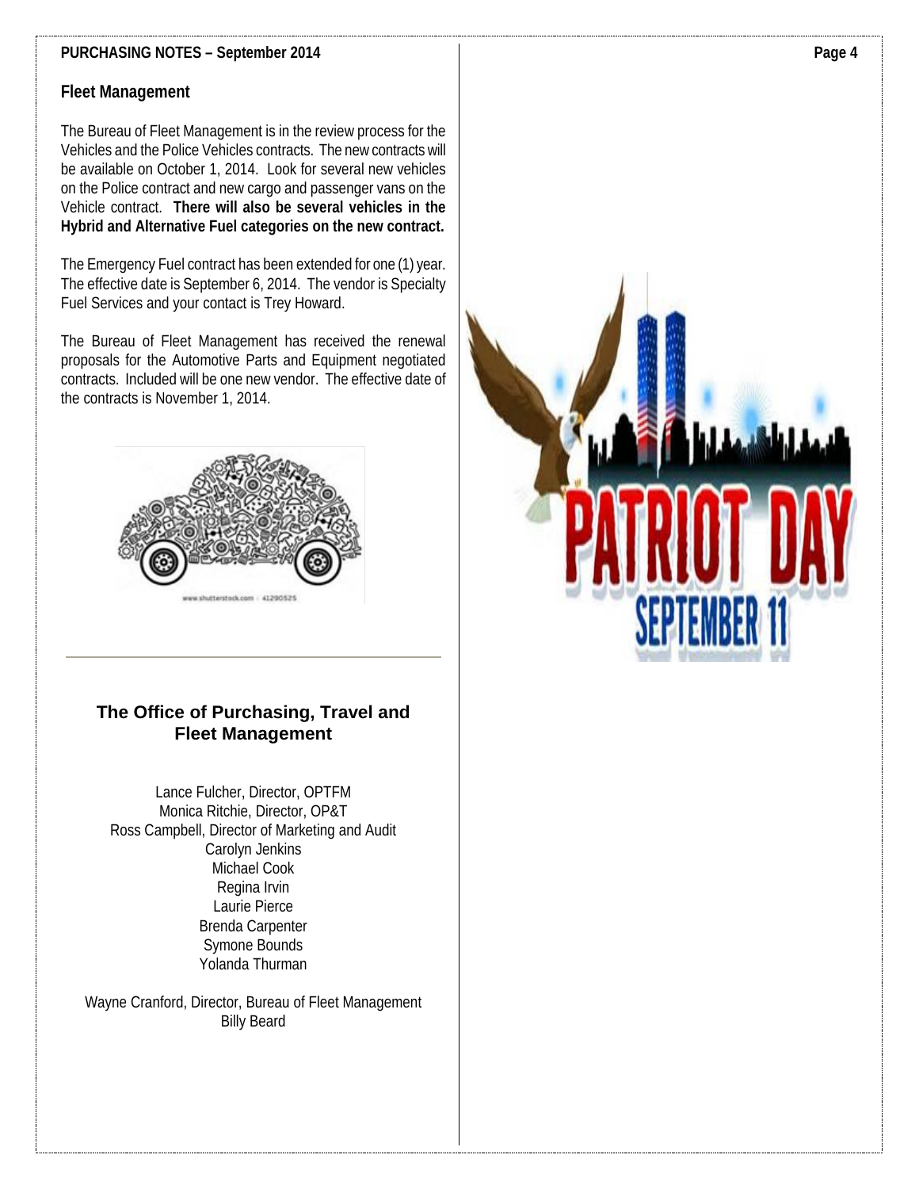## Fleet Management

The Bureau of Fleet Management is in the review process for the Vehicles and the Police Vehicles contracts. The new contracts will be available on October 1, 2014. Look for several new vehicles on the Police contract and new cargo and passenger vans on the Vehicle contract. **There will also be several vehicles in the Hybrid and Alternative Fuel categories on the new contract.**

The Emergency Fuel contract has been extended for one (1) year. The effective date is September 6, 2014. The vendor is Specialty Fuel Services and your contact is Trey Howard.

The Bureau of Fleet Management has received the renewal proposals for the Automotive Parts and Equipment negotiated contracts. Included will be one new vendor. The effective date of the contracts is November 1, 2014.

---

## The Office of Purchasing, Travel and Fleet Management

Lance Fulcher, Director, OPTFM
Monica Ritchie, Director, OP&T
Ross Campbell, Director of Marketing and Audit
Carolyn Jenkins
Michael Cook
Regina Irvin
Laurie Pierce
Brenda Carpenter
Symone Bounds
Yolanda Thurman

Wayne Cranford, Director, Bureau of Fleet Management
Billy Beard